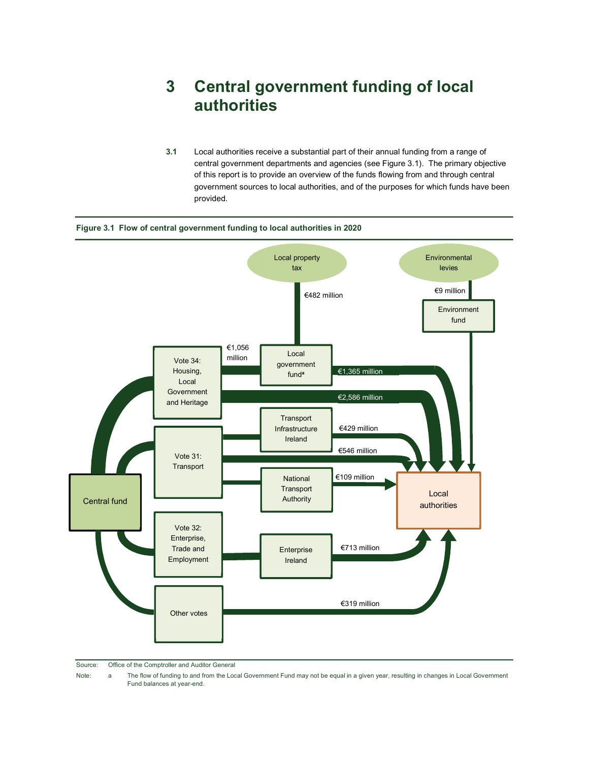# 3 Central government funding of local authorities

**3.1** Local authorities receive a substantial part of their annual funding from a range of central government departments and agencies (see Figure 3.1). The primary objective of this report is to provide an overview of the funds flowing from and through central government sources to local authorities, and of the purposes for which funds have been provided.

**Figure 3.1 Flow of central government funding to local authorities in 2020**

Local property tax — €482 million → Local government fund[a]

Environmental levies — €9 million → Environment fund → Local authorities

Central fund → Vote 34: Housing, Local Government and Heritage — €1,056 million → Local government fund[a] — €1,365 million → Local authorities

Vote 34: Housing, Local Government and Heritage — €2,586 million → Local authorities

Central fund → Vote 31: Transport → Transport Infrastructure Ireland — €429 million → Local authorities

Vote 31: Transport — €546 million → Local authorities

Vote 31: Transport → National Transport Authority — €109 million → Local authorities

Central fund → Vote 32: Enterprise, Trade and Employment → Enterprise Ireland — €713 million → Local authorities

Central fund → Other votes — €319 million → Local authorities

Source: Office of the Comptroller and Auditor General

Note: a The flow of funding to and from the Local Government Fund may not be equal in a given year, resulting in changes in Local Government Fund balances at year-end.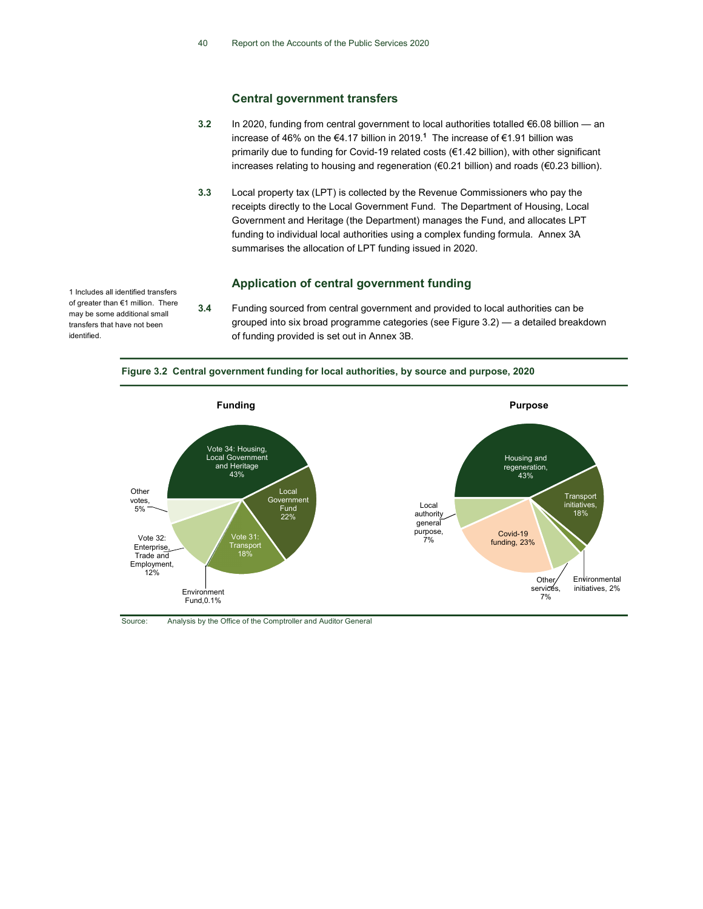## Central government transfers

**3.2** In 2020, funding from central government to local authorities totalled €6.08 billion — an increase of 46% on the €4.17 billion in 2019.[1] The increase of €1.91 billion was primarily due to funding for Covid-19 related costs (€1.42 billion), with other significant increases relating to housing and regeneration (€0.21 billion) and roads (€0.23 billion).

**3.3** Local property tax (LPT) is collected by the Revenue Commissioners who pay the receipts directly to the Local Government Fund. The Department of Housing, Local Government and Heritage (the Department) manages the Fund, and allocates LPT funding to individual local authorities using a complex funding formula. Annex 3A summarises the allocation of LPT funding issued in 2020.

## Application of central government funding

**3.4** Funding sourced from central government and provided to local authorities can be grouped into six broad programme categories (see Figure 3.2) — a detailed breakdown of funding provided is set out in Annex 3B.

1 Includes all identified transfers of greater than €1 million. There may be some additional small transfers that have not been identified.

**Figure 3.2 Central government funding for local authorities, by source and purpose, 2020**

**Funding**

| Source | Share |
| --- | --- |
| Vote 34: Housing, Local Government and Heritage | 43% |
| Local Government Fund | 22% |
| Vote 31: Transport | 18% |
| Environment Fund | 0.1% |
| Vote 32: Enterprise, Trade and Employment | 12% |
| Other votes | 5% |

**Purpose**

| Purpose | Share |
| --- | --- |
| Housing and regeneration | 43% |
| Transport initiatives | 18% |
| Environmental initiatives | 2% |
| Other services | 7% |
| Covid-19 funding | 23% |
| Local authority general purpose | 7% |

Source: Analysis by the Office of the Comptroller and Auditor General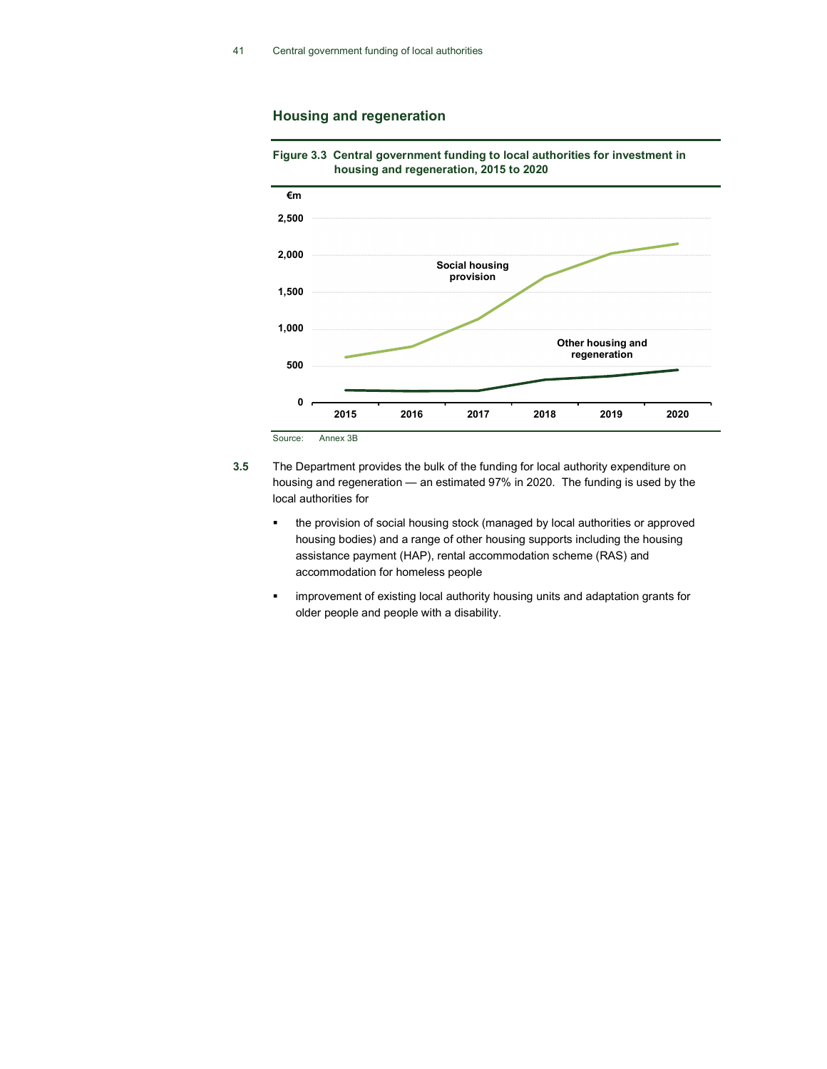## Housing and regeneration

**Figure 3.3 Central government funding to local authorities for investment in housing and regeneration, 2015 to 2020**

Source: Annex 3B

**3.5** The Department provides the bulk of the funding for local authority expenditure on housing and regeneration — an estimated 97% in 2020. The funding is used by the local authorities for

- the provision of social housing stock (managed by local authorities or approved housing bodies) and a range of other housing supports including the housing assistance payment (HAP), rental accommodation scheme (RAS) and accommodation for homeless people
- improvement of existing local authority housing units and adaptation grants for older people and people with a disability.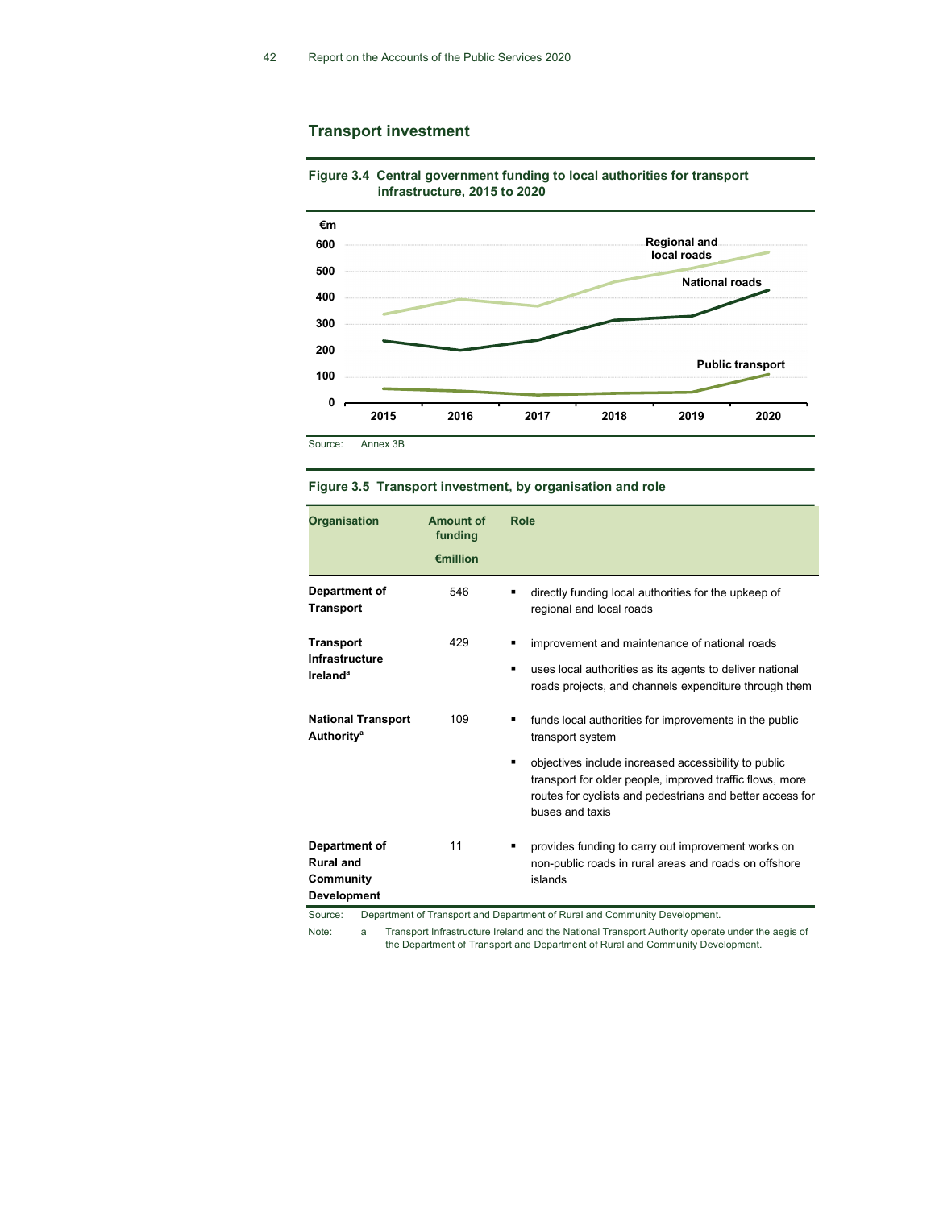## Transport investment

**Figure 3.4 Central government funding to local authorities for transport infrastructure, 2015 to 2020**

Source: Annex 3B

**Figure 3.5 Transport investment, by organisation and role**

| Organisation | Amount of funding €million | Role |
|---|---|---|
| **Department of Transport** | 546 | ▪ directly funding local authorities for the upkeep of regional and local roads |
| **Transport Infrastructure Ireland**[a] | 429 | ▪ improvement and maintenance of national roads<br>▪ uses local authorities as its agents to deliver national roads projects, and channels expenditure through them |
| **National Transport Authority**[a] | 109 | ▪ funds local authorities for improvements in the public transport system<br>▪ objectives include increased accessibility to public transport for older people, improved traffic flows, more routes for cyclists and pedestrians and better access for buses and taxis |
| **Department of Rural and Community Development** | 11 | ▪ provides funding to carry out improvement works on non-public roads in rural areas and roads on offshore islands |

Source: Department of Transport and Department of Rural and Community Development.

Note: a Transport Infrastructure Ireland and the National Transport Authority operate under the aegis of the Department of Transport and Department of Rural and Community Development.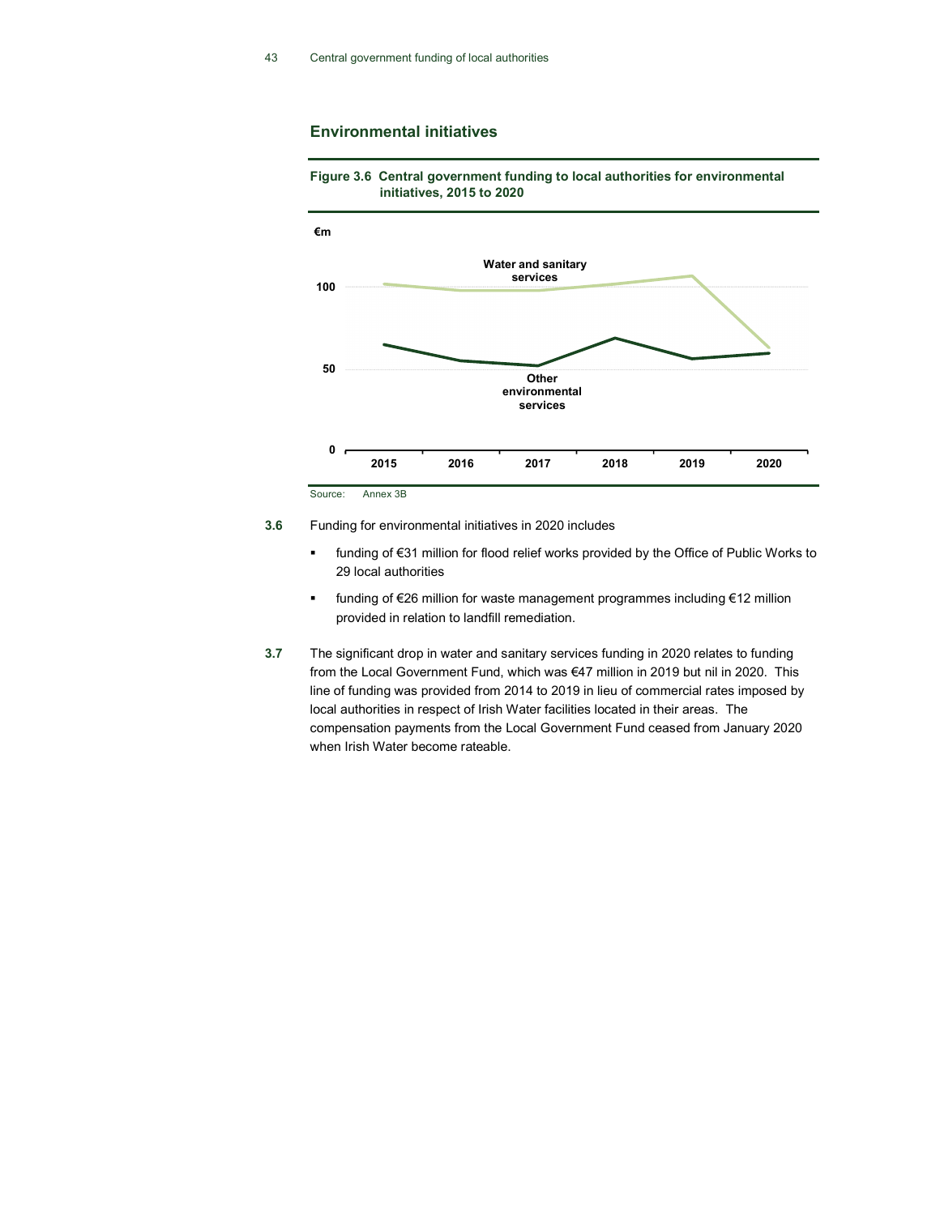## Environmental initiatives

**Figure 3.6 Central government funding to local authorities for environmental initiatives, 2015 to 2020**

€m

Water and sanitary services

Other environmental services

Source: Annex 3B

**3.6** Funding for environmental initiatives in 2020 includes

- funding of €31 million for flood relief works provided by the Office of Public Works to 29 local authorities
- funding of €26 million for waste management programmes including €12 million provided in relation to landfill remediation.

**3.7** The significant drop in water and sanitary services funding in 2020 relates to funding from the Local Government Fund, which was €47 million in 2019 but nil in 2020. This line of funding was provided from 2014 to 2019 in lieu of commercial rates imposed by local authorities in respect of Irish Water facilities located in their areas. The compensation payments from the Local Government Fund ceased from January 2020 when Irish Water become rateable.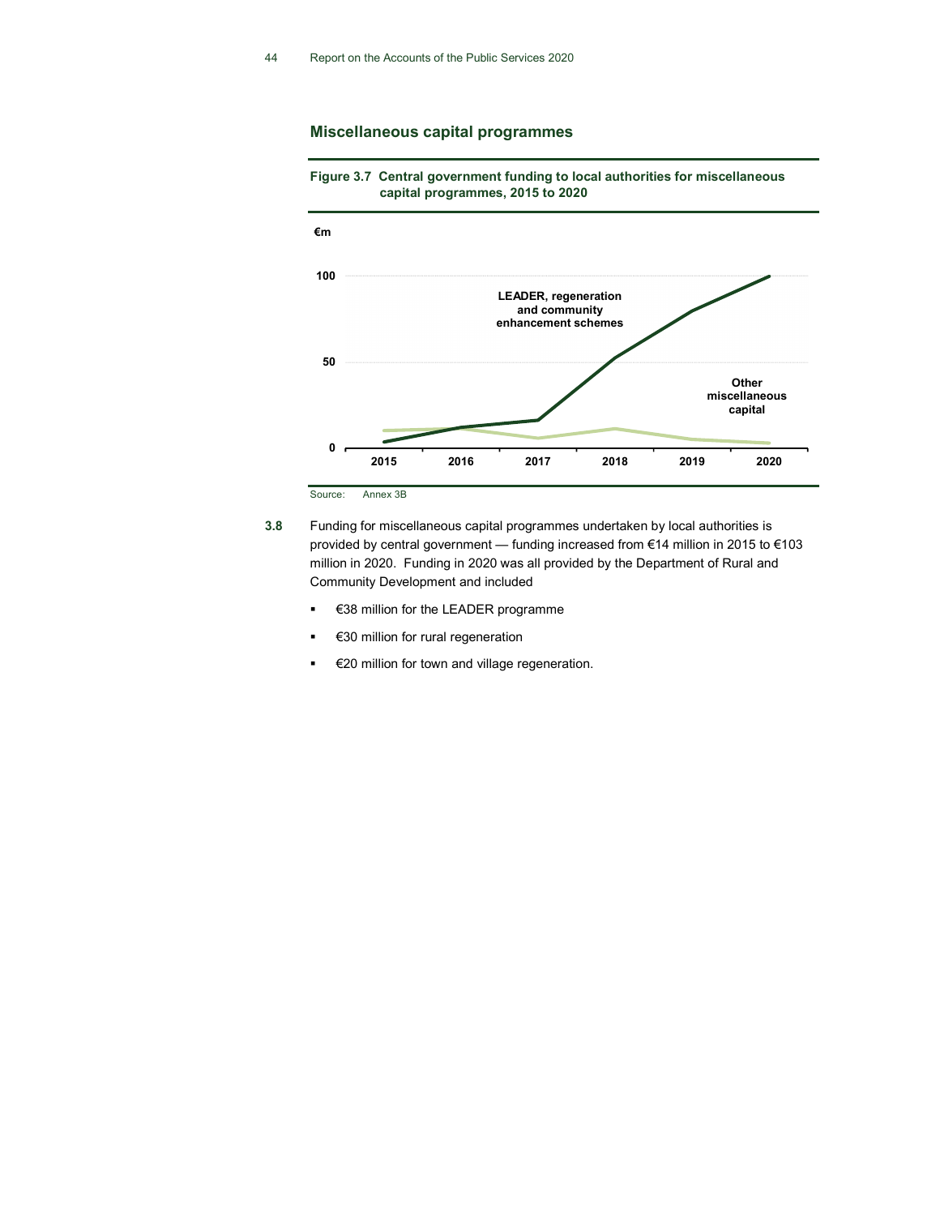## Miscellaneous capital programmes

**Figure 3.7 Central government funding to local authorities for miscellaneous capital programmes, 2015 to 2020**

Source: Annex 3B

**3.8** Funding for miscellaneous capital programmes undertaken by local authorities is provided by central government — funding increased from €14 million in 2015 to €103 million in 2020. Funding in 2020 was all provided by the Department of Rural and Community Development and included

- €38 million for the LEADER programme
- €30 million for rural regeneration
- €20 million for town and village regeneration.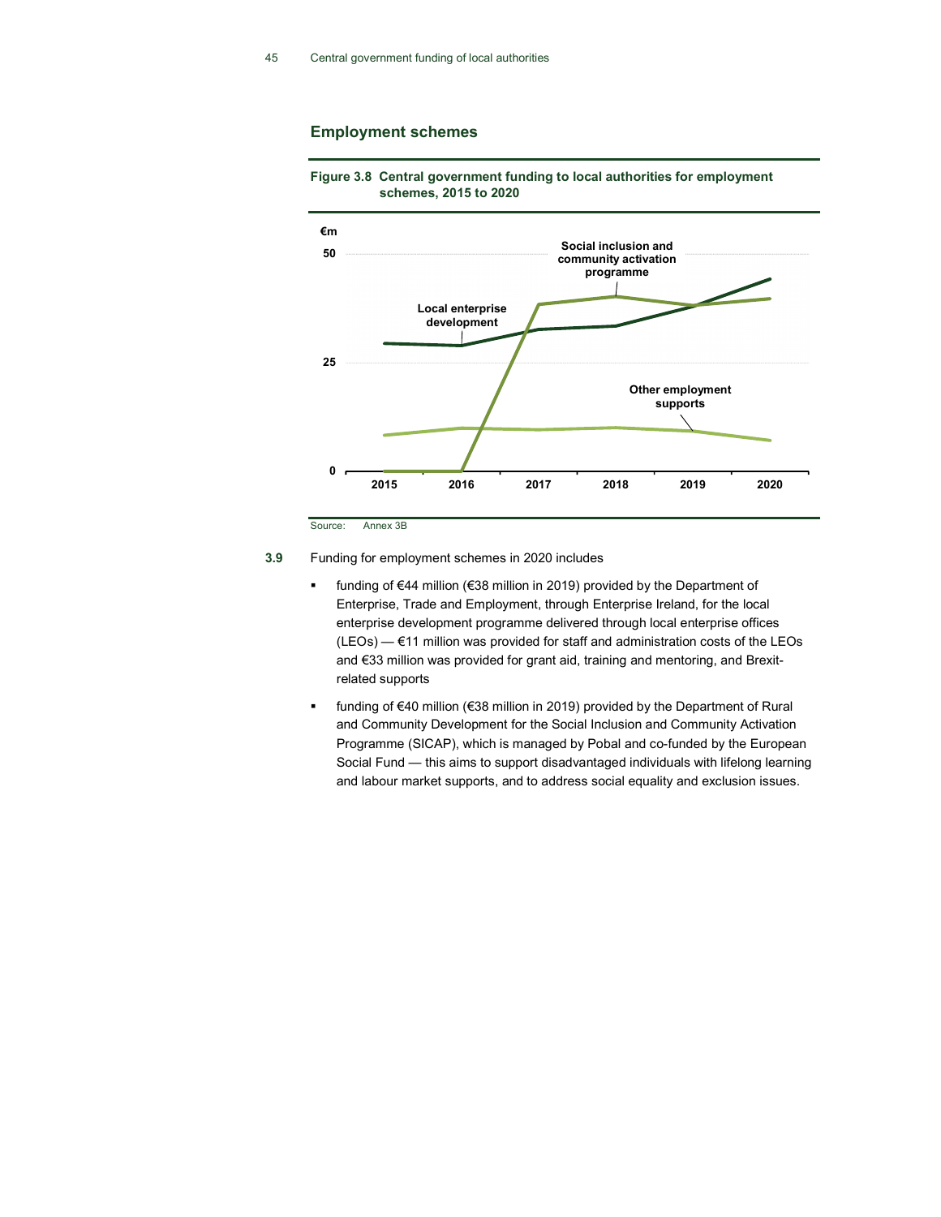## Employment schemes

**Figure 3.8 Central government funding to local authorities for employment schemes, 2015 to 2020**

Source: Annex 3B

**3.9** Funding for employment schemes in 2020 includes

- funding of €44 million (€38 million in 2019) provided by the Department of Enterprise, Trade and Employment, through Enterprise Ireland, for the local enterprise development programme delivered through local enterprise offices (LEOs) — €11 million was provided for staff and administration costs of the LEOs and €33 million was provided for grant aid, training and mentoring, and Brexit-related supports
- funding of €40 million (€38 million in 2019) provided by the Department of Rural and Community Development for the Social Inclusion and Community Activation Programme (SICAP), which is managed by Pobal and co-funded by the European Social Fund — this aims to support disadvantaged individuals with lifelong learning and labour market supports, and to address social equality and exclusion issues.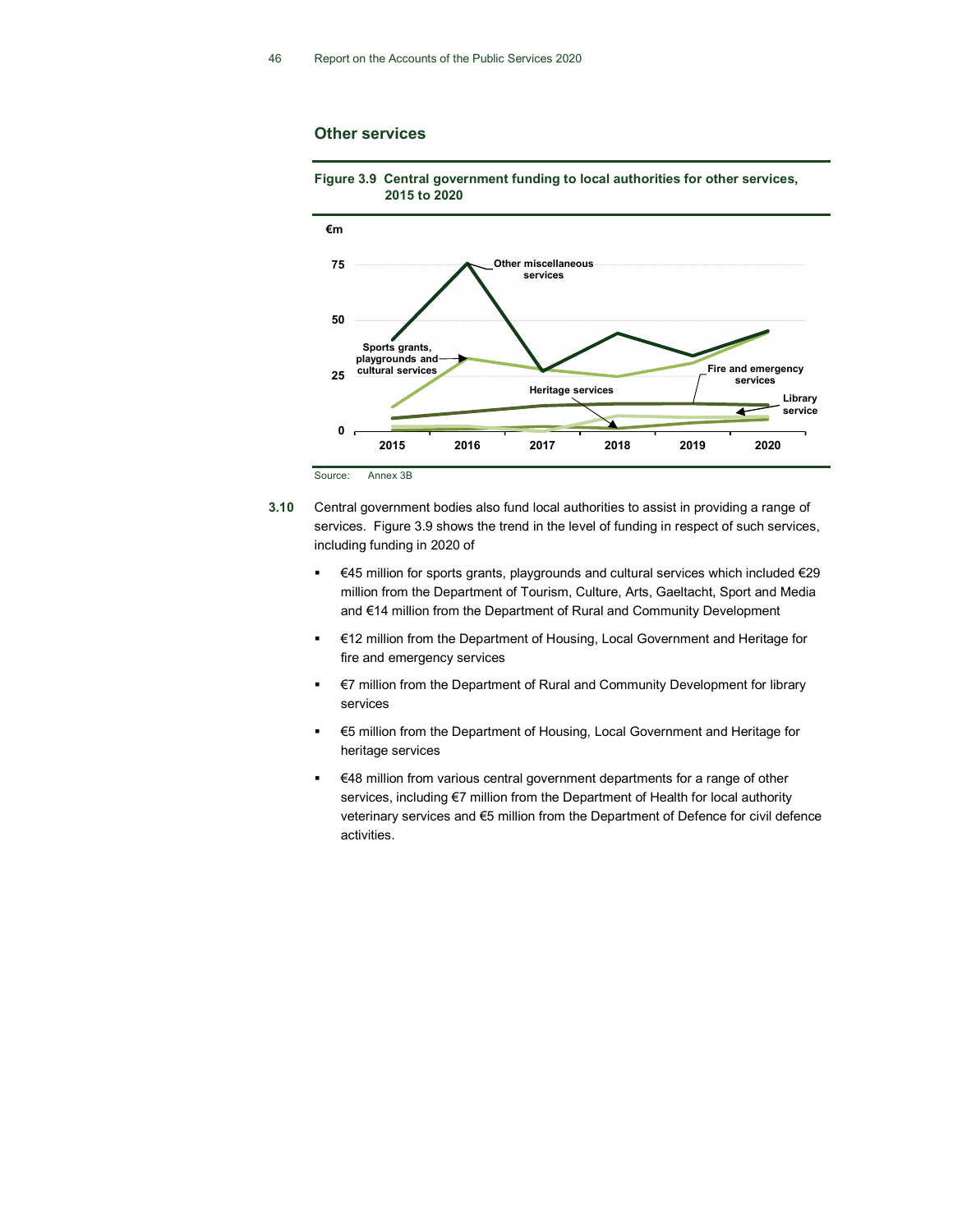## Other services

**Figure 3.9 Central government funding to local authorities for other services, 2015 to 2020**

Source: Annex 3B

**3.10** Central government bodies also fund local authorities to assist in providing a range of services. Figure 3.9 shows the trend in the level of funding in respect of such services, including funding in 2020 of

- €45 million for sports grants, playgrounds and cultural services which included €29 million from the Department of Tourism, Culture, Arts, Gaeltacht, Sport and Media and €14 million from the Department of Rural and Community Development
- €12 million from the Department of Housing, Local Government and Heritage for fire and emergency services
- €7 million from the Department of Rural and Community Development for library services
- €5 million from the Department of Housing, Local Government and Heritage for heritage services
- €48 million from various central government departments for a range of other services, including €7 million from the Department of Health for local authority veterinary services and €5 million from the Department of Defence for civil defence activities.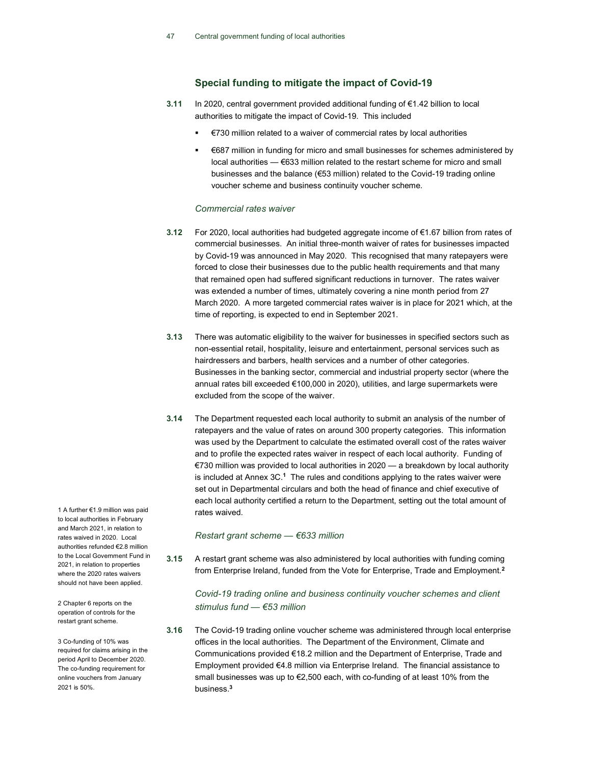## Special funding to mitigate the impact of Covid-19

**3.11** In 2020, central government provided additional funding of €1.42 billion to local authorities to mitigate the impact of Covid-19. This included

- €730 million related to a waiver of commercial rates by local authorities
- €687 million in funding for micro and small businesses for schemes administered by local authorities — €633 million related to the restart scheme for micro and small businesses and the balance (€53 million) related to the Covid-19 trading online voucher scheme and business continuity voucher scheme.

### *Commercial rates waiver*

**3.12** For 2020, local authorities had budgeted aggregate income of €1.67 billion from rates of commercial businesses. An initial three-month waiver of rates for businesses impacted by Covid-19 was announced in May 2020. This recognised that many ratepayers were forced to close their businesses due to the public health requirements and that many that remained open had suffered significant reductions in turnover. The rates waiver was extended a number of times, ultimately covering a nine month period from 27 March 2020. A more targeted commercial rates waiver is in place for 2021 which, at the time of reporting, is expected to end in September 2021.

**3.13** There was automatic eligibility to the waiver for businesses in specified sectors such as non-essential retail, hospitality, leisure and entertainment, personal services such as hairdressers and barbers, health services and a number of other categories. Businesses in the banking sector, commercial and industrial property sector (where the annual rates bill exceeded €100,000 in 2020), utilities, and large supermarkets were excluded from the scope of the waiver.

**3.14** The Department requested each local authority to submit an analysis of the number of ratepayers and the value of rates on around 300 property categories. This information was used by the Department to calculate the estimated overall cost of the rates waiver and to profile the expected rates waiver in respect of each local authority. Funding of €730 million was provided to local authorities in 2020 — a breakdown by local authority is included at Annex 3C.[1] The rules and conditions applying to the rates waiver were set out in Departmental circulars and both the head of finance and chief executive of each local authority certified a return to the Department, setting out the total amount of rates waived.

### *Restart grant scheme — €633 million*

**3.15** A restart grant scheme was also administered by local authorities with funding coming from Enterprise Ireland, funded from the Vote for Enterprise, Trade and Employment.[2]

### *Covid-19 trading online and business continuity voucher schemes and client stimulus fund — €53 million*

**3.16** The Covid-19 trading online voucher scheme was administered through local enterprise offices in the local authorities. The Department of the Environment, Climate and Communications provided €18.2 million and the Department of Enterprise, Trade and Employment provided €4.8 million via Enterprise Ireland. The financial assistance to small businesses was up to €2,500 each, with co-funding of at least 10% from the business.[3]

---

1 A further €1.9 million was paid to local authorities in February and March 2021, in relation to rates waived in 2020. Local authorities refunded €2.8 million to the Local Government Fund in 2021, in relation to properties where the 2020 rates waivers should not have been applied.

2 Chapter 6 reports on the operation of controls for the restart grant scheme.

3 Co-funding of 10% was required for claims arising in the period April to December 2020. The co-funding requirement for online vouchers from January 2021 is 50%.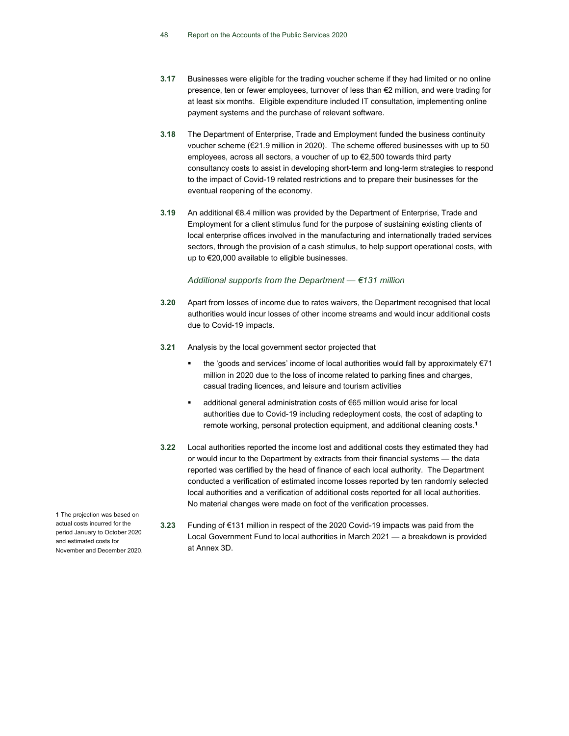**3.17** Businesses were eligible for the trading voucher scheme if they had limited or no online presence, ten or fewer employees, turnover of less than €2 million, and were trading for at least six months. Eligible expenditure included IT consultation, implementing online payment systems and the purchase of relevant software.

**3.18** The Department of Enterprise, Trade and Employment funded the business continuity voucher scheme (€21.9 million in 2020). The scheme offered businesses with up to 50 employees, across all sectors, a voucher of up to €2,500 towards third party consultancy costs to assist in developing short-term and long-term strategies to respond to the impact of Covid-19 related restrictions and to prepare their businesses for the eventual reopening of the economy.

**3.19** An additional €8.4 million was provided by the Department of Enterprise, Trade and Employment for a client stimulus fund for the purpose of sustaining existing clients of local enterprise offices involved in the manufacturing and internationally traded services sectors, through the provision of a cash stimulus, to help support operational costs, with up to €20,000 available to eligible businesses.

*Additional supports from the Department — €131 million*

**3.20** Apart from losses of income due to rates waivers, the Department recognised that local authorities would incur losses of other income streams and would incur additional costs due to Covid-19 impacts.

**3.21** Analysis by the local government sector projected that

- the 'goods and services' income of local authorities would fall by approximately €71 million in 2020 due to the loss of income related to parking fines and charges, casual trading licences, and leisure and tourism activities
- additional general administration costs of €65 million would arise for local authorities due to Covid-19 including redeployment costs, the cost of adapting to remote working, personal protection equipment, and additional cleaning costs.[1]

**3.22** Local authorities reported the income lost and additional costs they estimated they had or would incur to the Department by extracts from their financial systems — the data reported was certified by the head of finance of each local authority. The Department conducted a verification of estimated income losses reported by ten randomly selected local authorities and a verification of additional costs reported for all local authorities. No material changes were made on foot of the verification processes.

**3.23** Funding of €131 million in respect of the 2020 Covid-19 impacts was paid from the Local Government Fund to local authorities in March 2021 — a breakdown is provided at Annex 3D.

1 The projection was based on actual costs incurred for the period January to October 2020 and estimated costs for November and December 2020.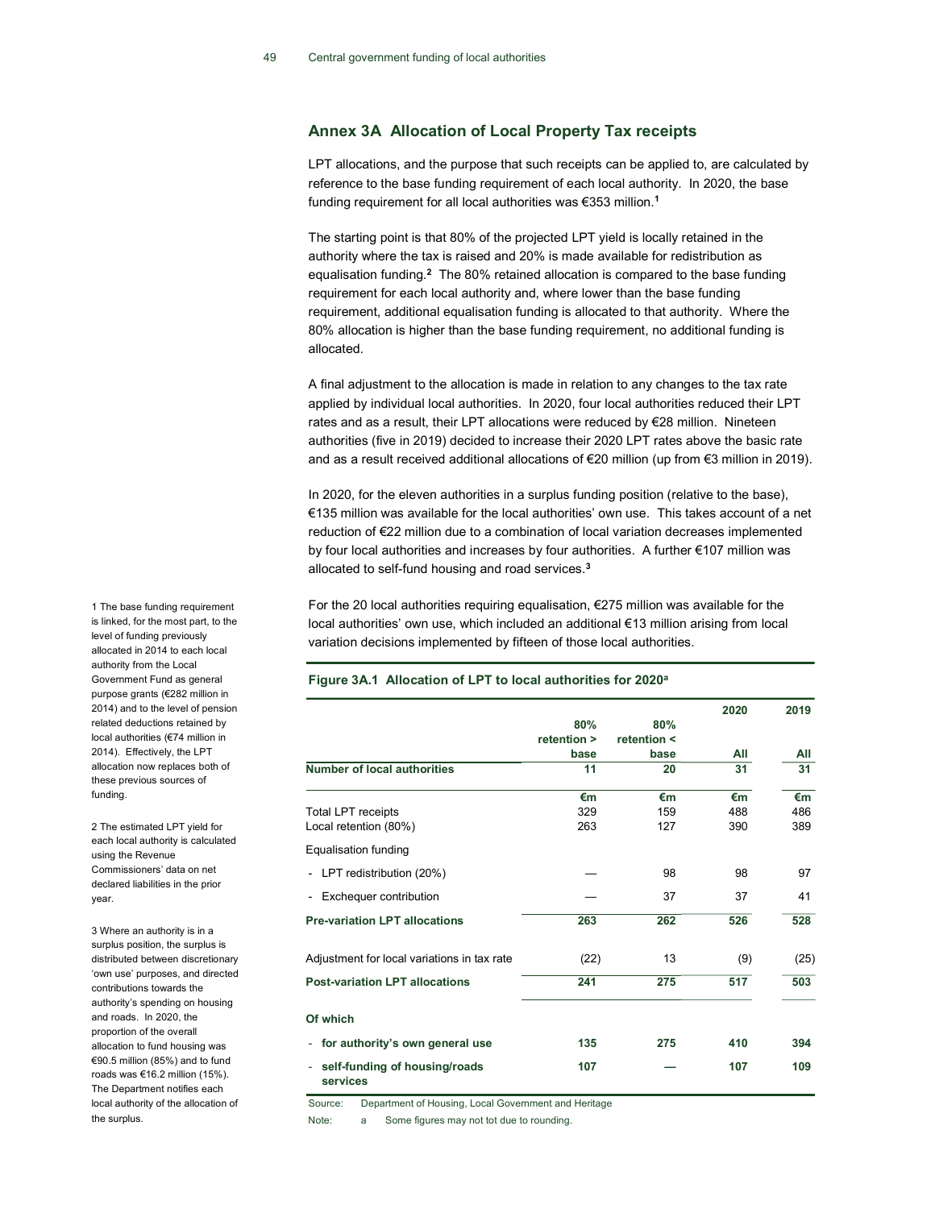## Annex 3A Allocation of Local Property Tax receipts

LPT allocations, and the purpose that such receipts can be applied to, are calculated by reference to the base funding requirement of each local authority. In 2020, the base funding requirement for all local authorities was €353 million.[1]

The starting point is that 80% of the projected LPT yield is locally retained in the authority where the tax is raised and 20% is made available for redistribution as equalisation funding.[2] The 80% retained allocation is compared to the base funding requirement for each local authority and, where lower than the base funding requirement, additional equalisation funding is allocated to that authority. Where the 80% allocation is higher than the base funding requirement, no additional funding is allocated.

A final adjustment to the allocation is made in relation to any changes to the tax rate applied by individual local authorities. In 2020, four local authorities reduced their LPT rates and as a result, their LPT allocations were reduced by €28 million. Nineteen authorities (five in 2019) decided to increase their 2020 LPT rates above the basic rate and as a result received additional allocations of €20 million (up from €3 million in 2019).

In 2020, for the eleven authorities in a surplus funding position (relative to the base), €135 million was available for the local authorities' own use. This takes account of a net reduction of €22 million due to a combination of local variation decreases implemented by four local authorities and increases by four authorities. A further €107 million was allocated to self-fund housing and road services.[3]

For the 20 local authorities requiring equalisation, €275 million was available for the local authorities' own use, which included an additional €13 million arising from local variation decisions implemented by fifteen of those local authorities.

**Figure 3A.1 Allocation of LPT to local authorities for 2020[a]**

| | 2020 | | | 2019 |
|---|---|---|---|---|
| | 80% retention > base | 80% retention < base | All | All |
| **Number of local authorities** | **11** | **20** | **31** | **31** |
| | €m | €m | €m | €m |
| Total LPT receipts | 329 | 159 | 488 | 486 |
| Local retention (80%) | 263 | 127 | 390 | 389 |
| Equalisation funding | | | | |
| - LPT redistribution (20%) | — | 98 | 98 | 97 |
| - Exchequer contribution | — | 37 | 37 | 41 |
| **Pre-variation LPT allocations** | **263** | **262** | **526** | **528** |
| Adjustment for local variations in tax rate | (22) | 13 | (9) | (25) |
| **Post-variation LPT allocations** | **241** | **275** | **517** | **503** |
| **Of which** | | | | |
| - **for authority's own general use** | **135** | **275** | **410** | **394** |
| - **self-funding of housing/roads services** | **107** | **—** | **107** | **109** |

Source: Department of Housing, Local Government and Heritage

Note: a Some figures may not tot due to rounding.

1 The base funding requirement is linked, for the most part, to the level of funding previously allocated in 2014 to each local authority from the Local Government Fund as general purpose grants (€282 million in 2014) and to the level of pension related deductions retained by local authorities (€74 million in 2014). Effectively, the LPT allocation now replaces both of these previous sources of funding.

2 The estimated LPT yield for each local authority is calculated using the Revenue Commissioners' data on net declared liabilities in the prior year.

3 Where an authority is in a surplus position, the surplus is distributed between discretionary 'own use' purposes, and directed contributions towards the authority's spending on housing and roads. In 2020, the proportion of the overall allocation to fund housing was €90.5 million (85%) and to fund roads was €16.2 million (15%). The Department notifies each local authority of the allocation of the surplus.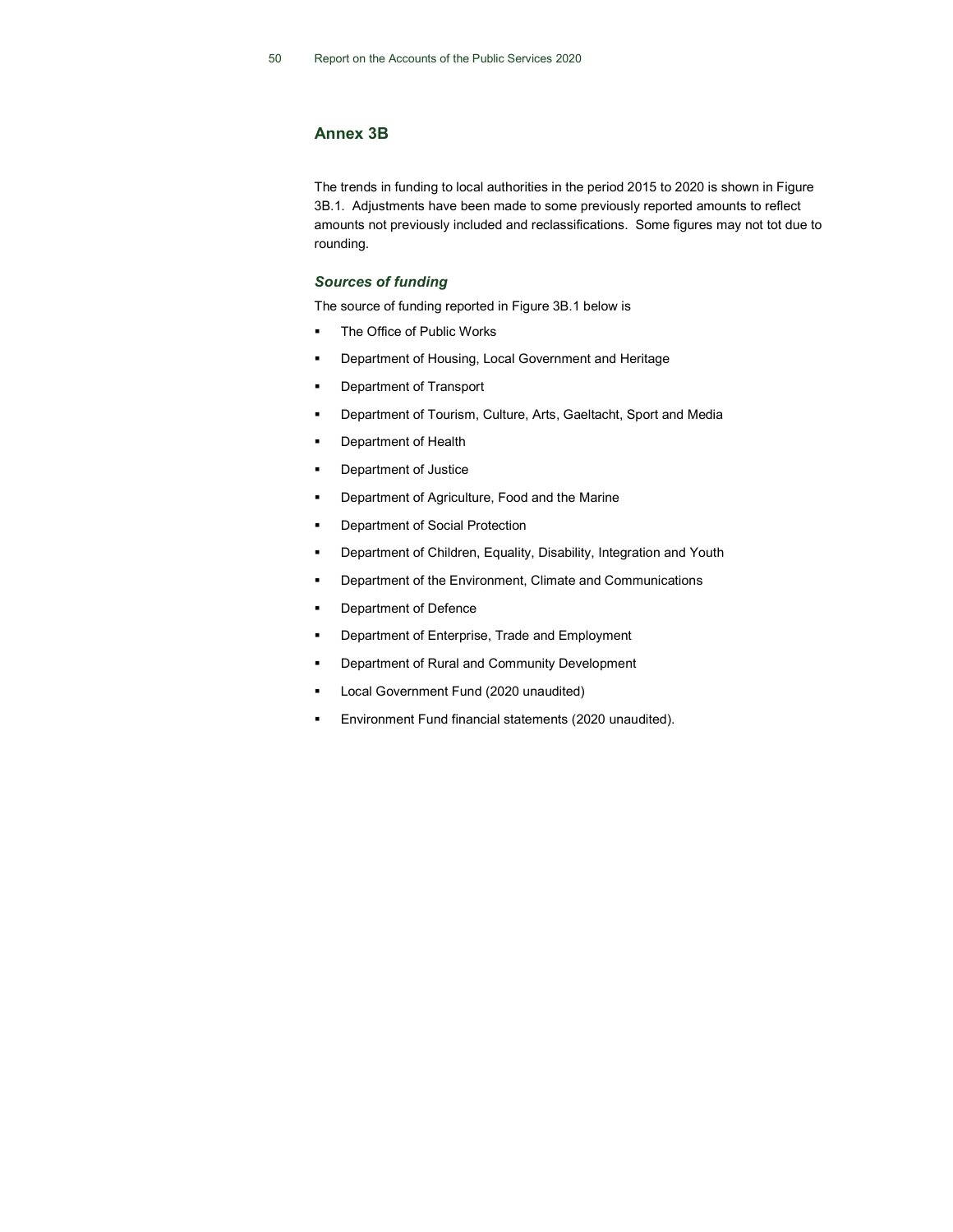## Annex 3B

The trends in funding to local authorities in the period 2015 to 2020 is shown in Figure 3B.1. Adjustments have been made to some previously reported amounts to reflect amounts not previously included and reclassifications. Some figures may not tot due to rounding.

### *Sources of funding*

The source of funding reported in Figure 3B.1 below is

- The Office of Public Works
- Department of Housing, Local Government and Heritage
- Department of Transport
- Department of Tourism, Culture, Arts, Gaeltacht, Sport and Media
- Department of Health
- Department of Justice
- Department of Agriculture, Food and the Marine
- Department of Social Protection
- Department of Children, Equality, Disability, Integration and Youth
- Department of the Environment, Climate and Communications
- Department of Defence
- Department of Enterprise, Trade and Employment
- Department of Rural and Community Development
- Local Government Fund (2020 unaudited)
- Environment Fund financial statements (2020 unaudited).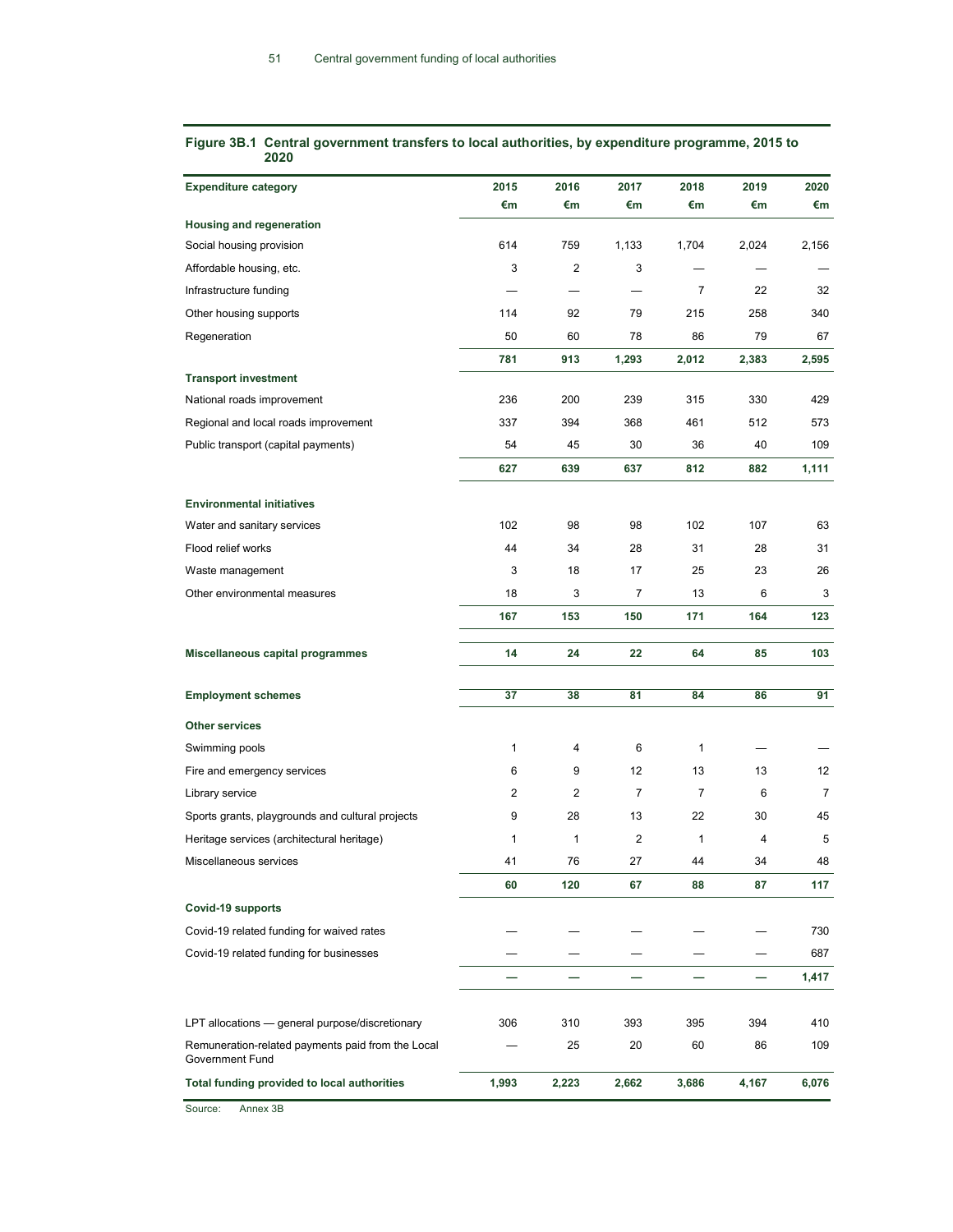**Figure 3B.1 Central government transfers to local authorities, by expenditure programme, 2015 to 2020**

| Expenditure category | 2015 | 2016 | 2017 | 2018 | 2019 | 2020 |
|---|---|---|---|---|---|---|
| | €m | €m | €m | €m | €m | €m |
| **Housing and regeneration** | | | | | | |
| Social housing provision | 614 | 759 | 1,133 | 1,704 | 2,024 | 2,156 |
| Affordable housing, etc. | 3 | 2 | 3 | — | — | — |
| Infrastructure funding | — | — | — | 7 | 22 | 32 |
| Other housing supports | 114 | 92 | 79 | 215 | 258 | 340 |
| Regeneration | 50 | 60 | 78 | 86 | 79 | 67 |
| | **781** | **913** | **1,293** | **2,012** | **2,383** | **2,595** |
| **Transport investment** | | | | | | |
| National roads improvement | 236 | 200 | 239 | 315 | 330 | 429 |
| Regional and local roads improvement | 337 | 394 | 368 | 461 | 512 | 573 |
| Public transport (capital payments) | 54 | 45 | 30 | 36 | 40 | 109 |
| | **627** | **639** | **637** | **812** | **882** | **1,111** |
| **Environmental initiatives** | | | | | | |
| Water and sanitary services | 102 | 98 | 98 | 102 | 107 | 63 |
| Flood relief works | 44 | 34 | 28 | 31 | 28 | 31 |
| Waste management | 3 | 18 | 17 | 25 | 23 | 26 |
| Other environmental measures | 18 | 3 | 7 | 13 | 6 | 3 |
| | **167** | **153** | **150** | **171** | **164** | **123** |
| **Miscellaneous capital programmes** | **14** | **24** | **22** | **64** | **85** | **103** |
| **Employment schemes** | **37** | **38** | **81** | **84** | **86** | **91** |
| **Other services** | | | | | | |
| Swimming pools | 1 | 4 | 6 | 1 | — | — |
| Fire and emergency services | 6 | 9 | 12 | 13 | 13 | 12 |
| Library service | 2 | 2 | 7 | 7 | 6 | 7 |
| Sports grants, playgrounds and cultural projects | 9 | 28 | 13 | 22 | 30 | 45 |
| Heritage services (architectural heritage) | 1 | 1 | 2 | 1 | 4 | 5 |
| Miscellaneous services | 41 | 76 | 27 | 44 | 34 | 48 |
| | **60** | **120** | **67** | **88** | **87** | **117** |
| **Covid-19 supports** | | | | | | |
| Covid-19 related funding for waived rates | — | — | — | — | — | 730 |
| Covid-19 related funding for businesses | — | — | — | — | — | 687 |
| | **—** | **—** | **—** | **—** | **—** | **1,417** |
| LPT allocations — general purpose/discretionary | 306 | 310 | 393 | 395 | 394 | 410 |
| Remuneration-related payments paid from the Local Government Fund | — | 25 | 20 | 60 | 86 | 109 |
| **Total funding provided to local authorities** | **1,993** | **2,223** | **2,662** | **3,686** | **4,167** | **6,076** |

Source: Annex 3B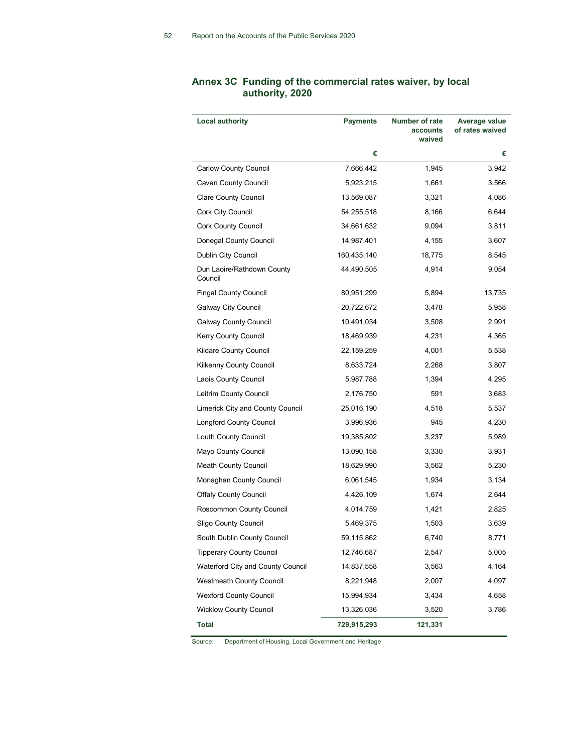## Annex 3C Funding of the commercial rates waiver, by local authority, 2020

| Local authority | Payments | Number of rate accounts waived | Average value of rates waived |
|---|---|---|---|
| | € | | € |
| Carlow County Council | 7,666,442 | 1,945 | 3,942 |
| Cavan County Council | 5,923,215 | 1,661 | 3,566 |
| Clare County Council | 13,569,087 | 3,321 | 4,086 |
| Cork City Council | 54,255,518 | 8,166 | 6,644 |
| Cork County Council | 34,661,632 | 9,094 | 3,811 |
| Donegal County Council | 14,987,401 | 4,155 | 3,607 |
| Dublin City Council | 160,435,140 | 18,775 | 8,545 |
| Dun Laoire/Rathdown County Council | 44,490,505 | 4,914 | 9,054 |
| Fingal County Council | 80,951,299 | 5,894 | 13,735 |
| Galway City Council | 20,722,672 | 3,478 | 5,958 |
| Galway County Council | 10,491,034 | 3,508 | 2,991 |
| Kerry County Council | 18,469,939 | 4,231 | 4,365 |
| Kildare County Council | 22,159,259 | 4,001 | 5,538 |
| Kilkenny County Council | 8,633,724 | 2,268 | 3,807 |
| Laois County Council | 5,987,788 | 1,394 | 4,295 |
| Leitrim County Council | 2,176,750 | 591 | 3,683 |
| Limerick City and County Council | 25,016,190 | 4,518 | 5,537 |
| Longford County Council | 3,996,936 | 945 | 4,230 |
| Louth County Council | 19,385,802 | 3,237 | 5,989 |
| Mayo County Council | 13,090,158 | 3,330 | 3,931 |
| Meath County Council | 18,629,990 | 3,562 | 5,230 |
| Monaghan County Council | 6,061,545 | 1,934 | 3,134 |
| Offaly County Council | 4,426,109 | 1,674 | 2,644 |
| Roscommon County Council | 4,014,759 | 1,421 | 2,825 |
| Sligo County Council | 5,469,375 | 1,503 | 3,639 |
| South Dublin County Council | 59,115,862 | 6,740 | 8,771 |
| Tipperary County Council | 12,746,687 | 2,547 | 5,005 |
| Waterford City and County Council | 14,837,558 | 3,563 | 4,164 |
| Westmeath County Council | 8,221,948 | 2,007 | 4,097 |
| Wexford County Council | 15,994,934 | 3,434 | 4,658 |
| Wicklow County Council | 13,326,036 | 3,520 | 3,786 |
| **Total** | **729,915,293** | **121,331** | |

Source: Department of Housing, Local Government and Heritage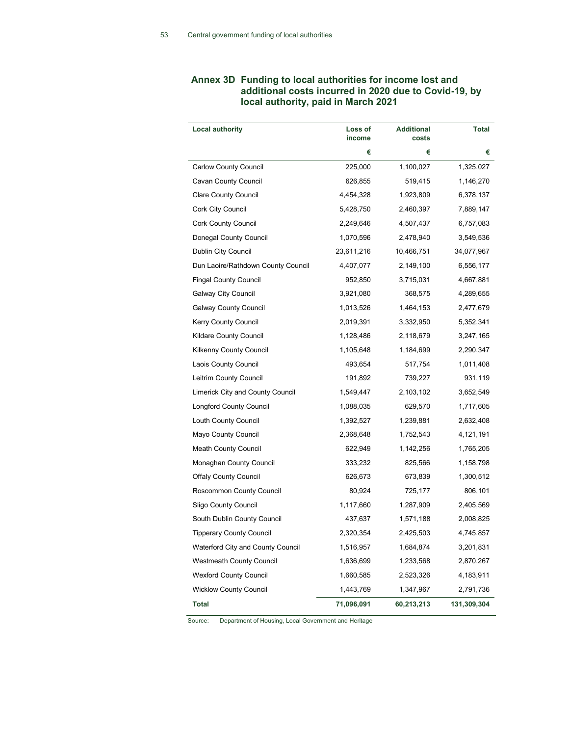## Annex 3D Funding to local authorities for income lost and additional costs incurred in 2020 due to Covid-19, by local authority, paid in March 2021

| Local authority | Loss of income | Additional costs | Total |
|---|---|---|---|
| | € | € | € |
| Carlow County Council | 225,000 | 1,100,027 | 1,325,027 |
| Cavan County Council | 626,855 | 519,415 | 1,146,270 |
| Clare County Council | 4,454,328 | 1,923,809 | 6,378,137 |
| Cork City Council | 5,428,750 | 2,460,397 | 7,889,147 |
| Cork County Council | 2,249,646 | 4,507,437 | 6,757,083 |
| Donegal County Council | 1,070,596 | 2,478,940 | 3,549,536 |
| Dublin City Council | 23,611,216 | 10,466,751 | 34,077,967 |
| Dun Laoire/Rathdown County Council | 4,407,077 | 2,149,100 | 6,556,177 |
| Fingal County Council | 952,850 | 3,715,031 | 4,667,881 |
| Galway City Council | 3,921,080 | 368,575 | 4,289,655 |
| Galway County Council | 1,013,526 | 1,464,153 | 2,477,679 |
| Kerry County Council | 2,019,391 | 3,332,950 | 5,352,341 |
| Kildare County Council | 1,128,486 | 2,118,679 | 3,247,165 |
| Kilkenny County Council | 1,105,648 | 1,184,699 | 2,290,347 |
| Laois County Council | 493,654 | 517,754 | 1,011,408 |
| Leitrim County Council | 191,892 | 739,227 | 931,119 |
| Limerick City and County Council | 1,549,447 | 2,103,102 | 3,652,549 |
| Longford County Council | 1,088,035 | 629,570 | 1,717,605 |
| Louth County Council | 1,392,527 | 1,239,881 | 2,632,408 |
| Mayo County Council | 2,368,648 | 1,752,543 | 4,121,191 |
| Meath County Council | 622,949 | 1,142,256 | 1,765,205 |
| Monaghan County Council | 333,232 | 825,566 | 1,158,798 |
| Offaly County Council | 626,673 | 673,839 | 1,300,512 |
| Roscommon County Council | 80,924 | 725,177 | 806,101 |
| Sligo County Council | 1,117,660 | 1,287,909 | 2,405,569 |
| South Dublin County Council | 437,637 | 1,571,188 | 2,008,825 |
| Tipperary County Council | 2,320,354 | 2,425,503 | 4,745,857 |
| Waterford City and County Council | 1,516,957 | 1,684,874 | 3,201,831 |
| Westmeath County Council | 1,636,699 | 1,233,568 | 2,870,267 |
| Wexford County Council | 1,660,585 | 2,523,326 | 4,183,911 |
| Wicklow County Council | 1,443,769 | 1,347,967 | 2,791,736 |
| **Total** | **71,096,091** | **60,213,213** | **131,309,304** |

Source: Department of Housing, Local Government and Heritage